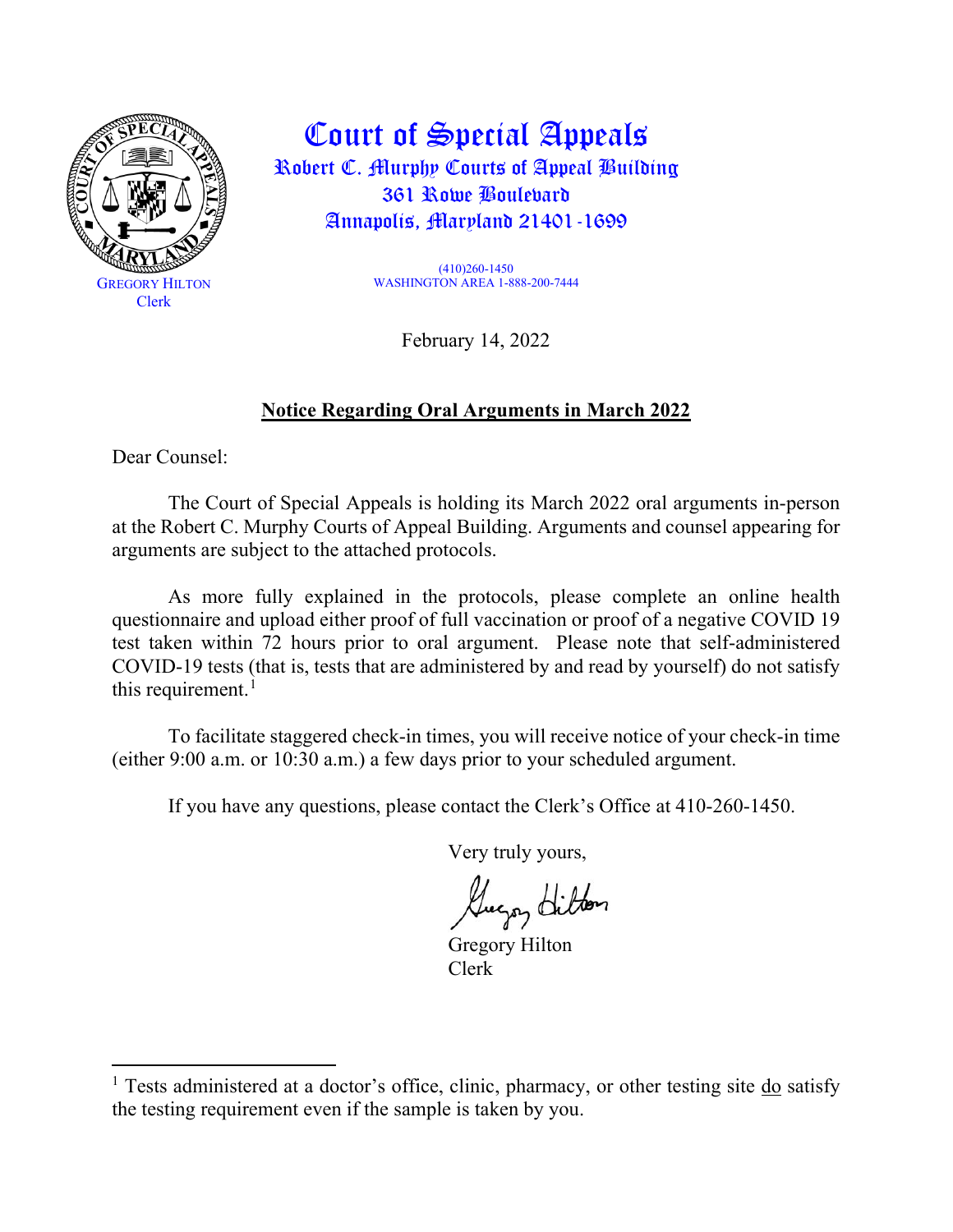# Court of Special Appeals

Robert C. Murphy Courts of Appeal Building
361 Rowe Boulevard
Annapolis, Maryland 21401-1699

GREGORY HILTON
Clerk

(410)260-1450
WASHINGTON AREA 1-888-200-7444

February 14, 2022

**Notice Regarding Oral Arguments in March 2022**

Dear Counsel:

The Court of Special Appeals is holding its March 2022 oral arguments in-person at the Robert C. Murphy Courts of Appeal Building. Arguments and counsel appearing for arguments are subject to the attached protocols.

As more fully explained in the protocols, please complete an online health questionnaire and upload either proof of full vaccination or proof of a negative COVID 19 test taken within 72 hours prior to oral argument. Please note that self-administered COVID-19 tests (that is, tests that are administered by and read by yourself) do not satisfy this requirement.[1]

To facilitate staggered check-in times, you will receive notice of your check-in time (either 9:00 a.m. or 10:30 a.m.) a few days prior to your scheduled argument.

If you have any questions, please contact the Clerk's Office at 410-260-1450.

Very truly yours,

Gregory Hilton
Clerk

---

[1] Tests administered at a doctor's office, clinic, pharmacy, or other testing site do satisfy the testing requirement even if the sample is taken by you.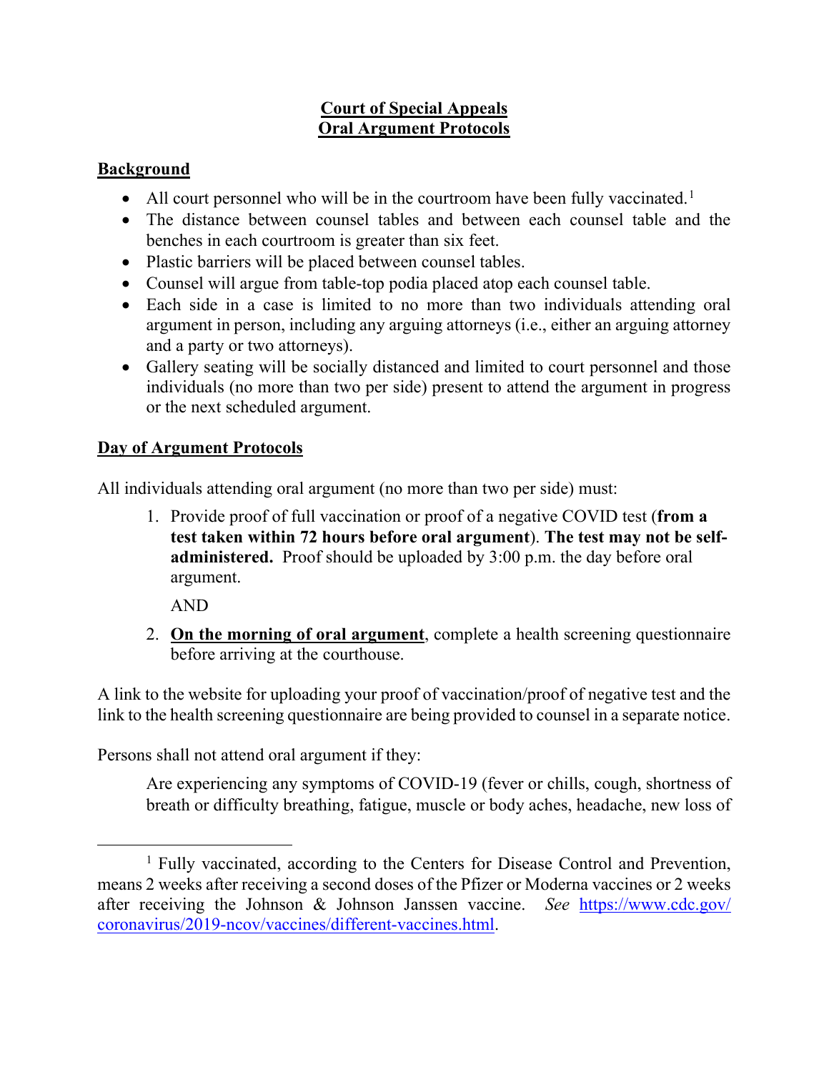# Court of Special Appeals
# Oral Argument Protocols

## Background

- All court personnel who will be in the courtroom have been fully vaccinated.[1]
- The distance between counsel tables and between each counsel table and the benches in each courtroom is greater than six feet.
- Plastic barriers will be placed between counsel tables.
- Counsel will argue from table-top podia placed atop each counsel table.
- Each side in a case is limited to no more than two individuals attending oral argument in person, including any arguing attorneys (i.e., either an arguing attorney and a party or two attorneys).
- Gallery seating will be socially distanced and limited to court personnel and those individuals (no more than two per side) present to attend the argument in progress or the next scheduled argument.

## Day of Argument Protocols

All individuals attending oral argument (no more than two per side) must:

1. Provide proof of full vaccination or proof of a negative COVID test (**from a test taken within 72 hours before oral argument**). **The test may not be self-administered.** Proof should be uploaded by 3:00 p.m. the day before oral argument.

   AND

2. **On the morning of oral argument**, complete a health screening questionnaire before arriving at the courthouse.

A link to the website for uploading your proof of vaccination/proof of negative test and the link to the health screening questionnaire are being provided to counsel in a separate notice.

Persons shall not attend oral argument if they:

> Are experiencing any symptoms of COVID-19 (fever or chills, cough, shortness of breath or difficulty breathing, fatigue, muscle or body aches, headache, new loss of

---

[1] Fully vaccinated, according to the Centers for Disease Control and Prevention, means 2 weeks after receiving a second doses of the Pfizer or Moderna vaccines or 2 weeks after receiving the Johnson & Johnson Janssen vaccine. *See* https://www.cdc.gov/coronavirus/2019-ncov/vaccines/different-vaccines.html.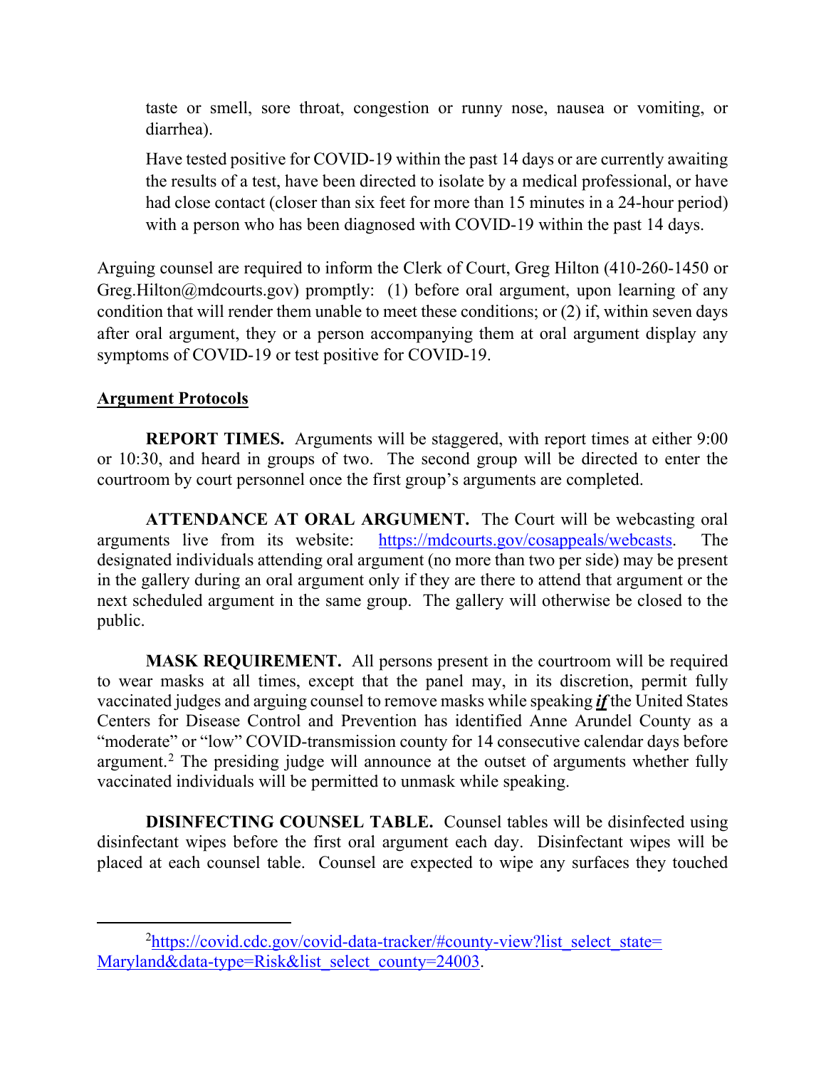taste or smell, sore throat, congestion or runny nose, nausea or vomiting, or diarrhea).

Have tested positive for COVID-19 within the past 14 days or are currently awaiting the results of a test, have been directed to isolate by a medical professional, or have had close contact (closer than six feet for more than 15 minutes in a 24-hour period) with a person who has been diagnosed with COVID-19 within the past 14 days.

Arguing counsel are required to inform the Clerk of Court, Greg Hilton (410-260-1450 or Greg.Hilton@mdcourts.gov) promptly: (1) before oral argument, upon learning of any condition that will render them unable to meet these conditions; or (2) if, within seven days after oral argument, they or a person accompanying them at oral argument display any symptoms of COVID-19 or test positive for COVID-19.

**Argument Protocols**

**REPORT TIMES.** Arguments will be staggered, with report times at either 9:00 or 10:30, and heard in groups of two. The second group will be directed to enter the courtroom by court personnel once the first group's arguments are completed.

**ATTENDANCE AT ORAL ARGUMENT.** The Court will be webcasting oral arguments live from its website: https://mdcourts.gov/cosappeals/webcasts. The designated individuals attending oral argument (no more than two per side) may be present in the gallery during an oral argument only if they are there to attend that argument or the next scheduled argument in the same group. The gallery will otherwise be closed to the public.

**MASK REQUIREMENT.** All persons present in the courtroom will be required to wear masks at all times, except that the panel may, in its discretion, permit fully vaccinated judges and arguing counsel to remove masks while speaking ***if*** the United States Centers for Disease Control and Prevention has identified Anne Arundel County as a "moderate" or "low" COVID-transmission county for 14 consecutive calendar days before argument.[2] The presiding judge will announce at the outset of arguments whether fully vaccinated individuals will be permitted to unmask while speaking.

**DISINFECTING COUNSEL TABLE.** Counsel tables will be disinfected using disinfectant wipes before the first oral argument each day. Disinfectant wipes will be placed at each counsel table. Counsel are expected to wipe any surfaces they touched

---

[2] https://covid.cdc.gov/covid-data-tracker/#county-view?list_select_state=Maryland&data-type=Risk&list_select_county=24003.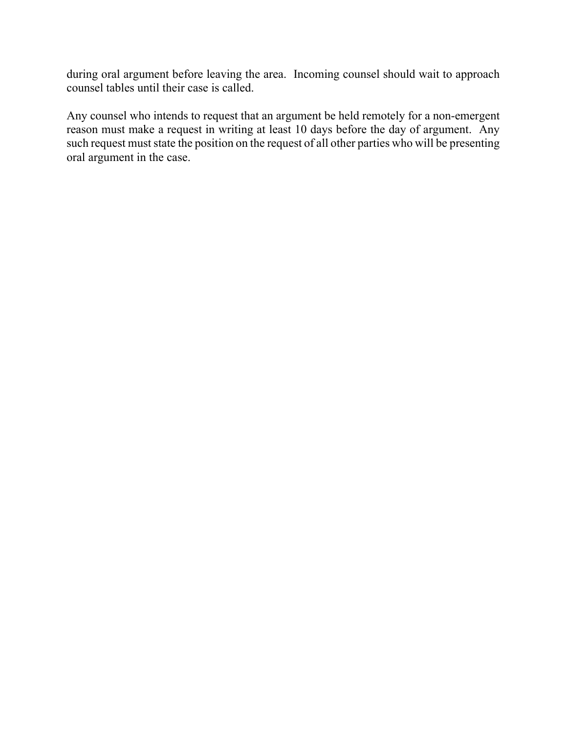during oral argument before leaving the area. Incoming counsel should wait to approach counsel tables until their case is called.

Any counsel who intends to request that an argument be held remotely for a non-emergent reason must make a request in writing at least 10 days before the day of argument. Any such request must state the position on the request of all other parties who will be presenting oral argument in the case.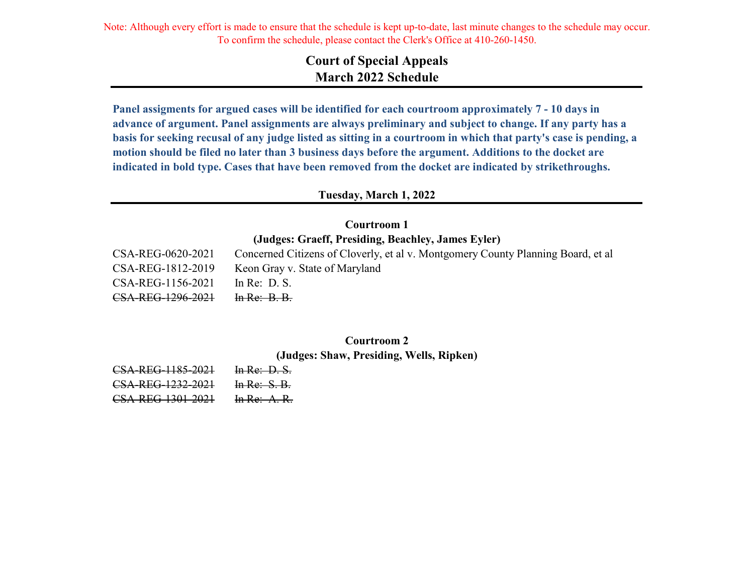Note: Although every effort is made to ensure that the schedule is kept up-to-date, last minute changes to the schedule may occur. To confirm the schedule, please contact the Clerk's Office at 410-260-1450.

# Court of Special Appeals
## March 2022 Schedule

**Panel assigments for argued cases will be identified for each courtroom approximately 7 - 10 days in advance of argument. Panel assignments are always preliminary and subject to change. If any party has a basis for seeking recusal of any judge listed as sitting in a courtroom in which that party's case is pending, a motion should be filed no later than 3 business days before the argument. Additions to the docket are indicated in bold type. Cases that have been removed from the docket are indicated by strikethroughs.**

### Tuesday, March 1, 2022

**Courtroom 1**
**(Judges: Graeff, Presiding, Beachley, James Eyler)**

| | |
|---|---|
| CSA-REG-0620-2021 | Concerned Citizens of Cloverly, et al v. Montgomery County Planning Board, et al |
| CSA-REG-1812-2019 | Keon Gray v. State of Maryland |
| CSA-REG-1156-2021 | In Re: D. S. |
| ~~CSA-REG-1296-2021~~ | ~~In Re: B. B.~~ |

**Courtroom 2**
**(Judges: Shaw, Presiding, Wells, Ripken)**

| | |
|---|---|
| ~~CSA-REG-1185-2021~~ | ~~In Re: D. S.~~ |
| ~~CSA-REG-1232-2021~~ | ~~In Re: S. B.~~ |
| ~~CSA-REG-1301-2021~~ | ~~In Re: A. R.~~ |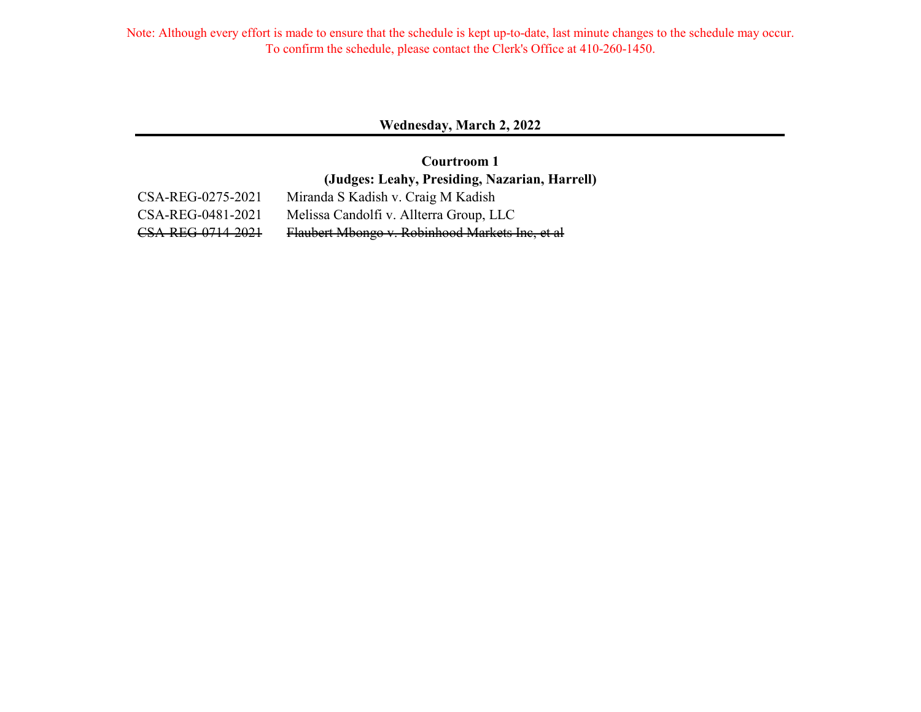Note: Although every effort is made to ensure that the schedule is kept up-to-date, last minute changes to the schedule may occur. To confirm the schedule, please contact the Clerk's Office at 410-260-1450.

## Wednesday, March 2, 2022

### Courtroom 1
### (Judges: Leahy, Presiding, Nazarian, Harrell)

| | |
|---|---|
| CSA-REG-0275-2021 | Miranda S Kadish v. Craig M Kadish |
| CSA-REG-0481-2021 | Melissa Candolfi v. Allterra Group, LLC |
| ~~CSA-REG-0714-2021~~ | ~~Flaubert Mbongo v. Robinhood Markets Inc, et al~~ |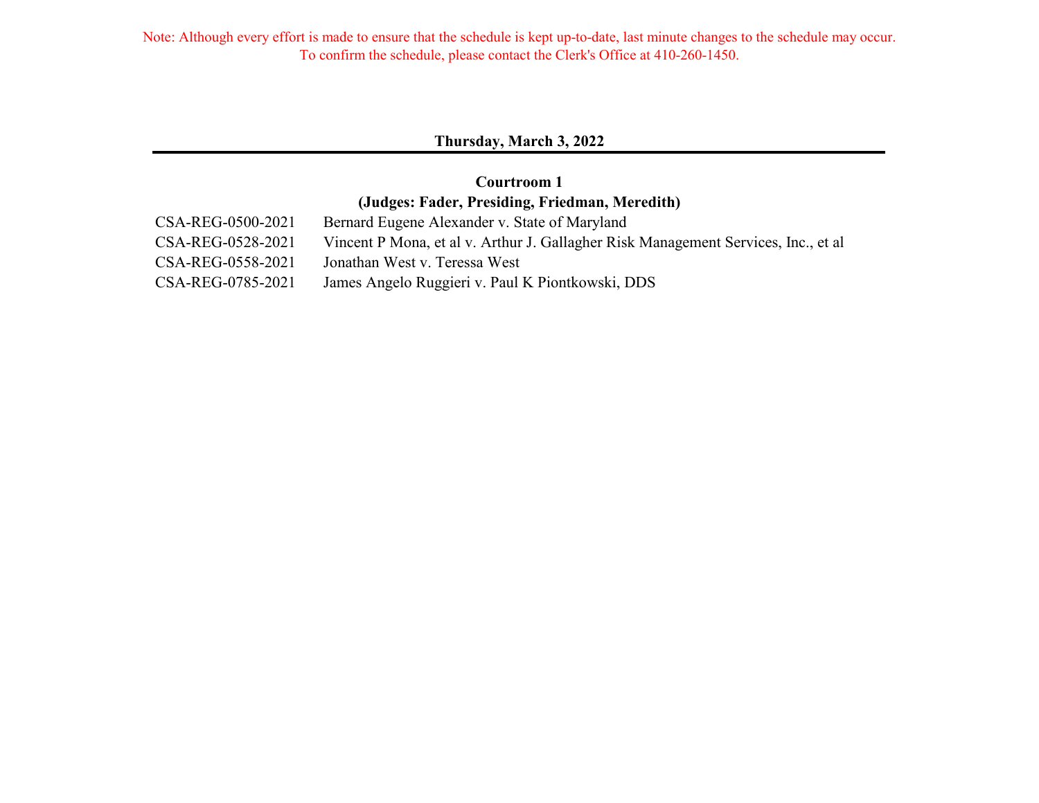Note: Although every effort is made to ensure that the schedule is kept up-to-date, last minute changes to the schedule may occur. To confirm the schedule, please contact the Clerk's Office at 410-260-1450.

## Thursday, March 3, 2022

### Courtroom 1
### (Judges: Fader, Presiding, Friedman, Meredith)

| | |
|---|---|
| CSA-REG-0500-2021 | Bernard Eugene Alexander v. State of Maryland |
| CSA-REG-0528-2021 | Vincent P Mona, et al v. Arthur J. Gallagher Risk Management Services, Inc., et al |
| CSA-REG-0558-2021 | Jonathan West v. Teressa West |
| CSA-REG-0785-2021 | James Angelo Ruggieri v. Paul K Piontkowski, DDS |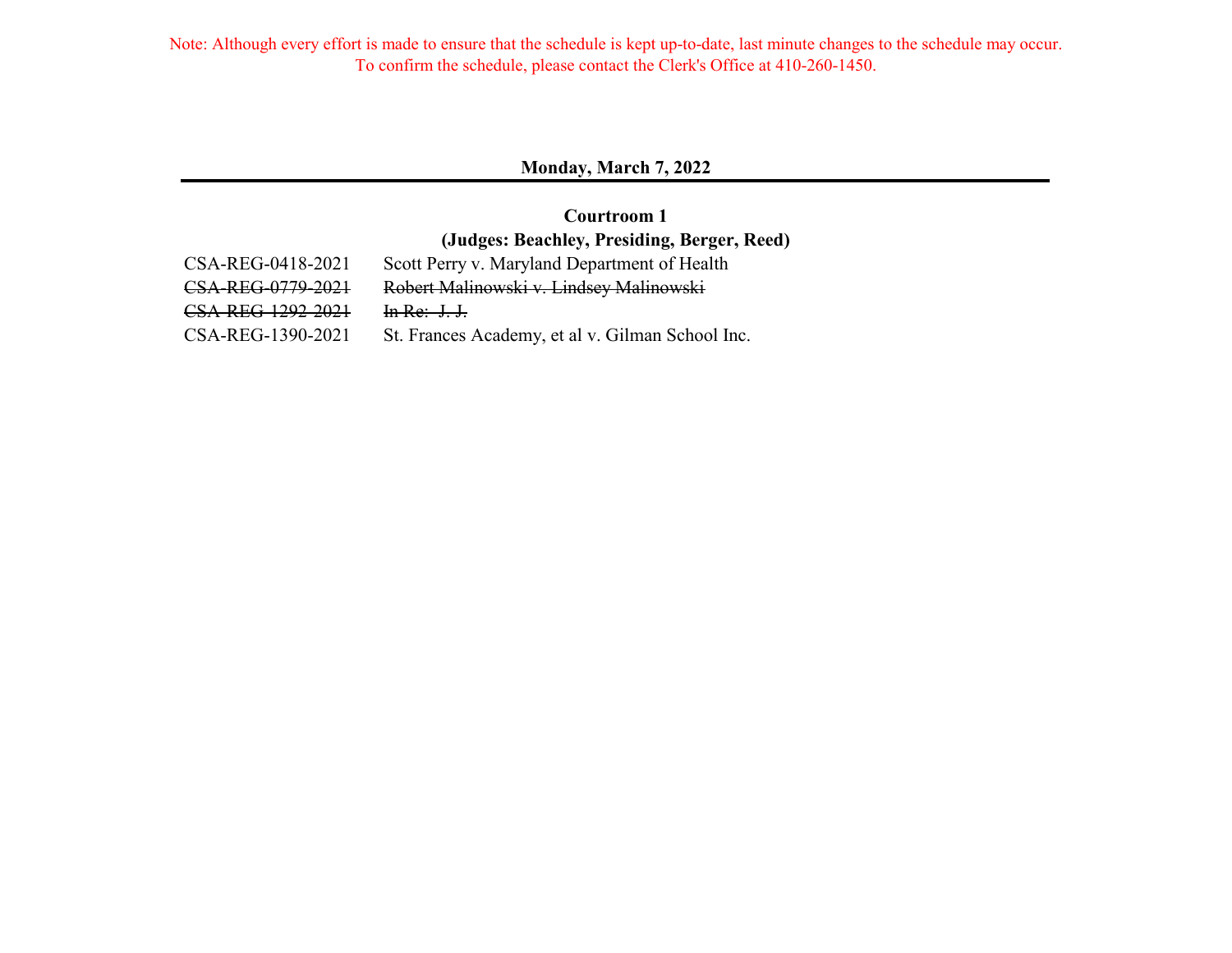Note: Although every effort is made to ensure that the schedule is kept up-to-date, last minute changes to the schedule may occur.
To confirm the schedule, please contact the Clerk's Office at 410-260-1450.

## Monday, March 7, 2022

### Courtroom 1
### (Judges: Beachley, Presiding, Berger, Reed)

| | |
|---|---|
| CSA-REG-0418-2021 | Scott Perry v. Maryland Department of Health |
| ~~CSA-REG-0779-2021~~ | ~~Robert Malinowski v. Lindsey Malinowski~~ |
| ~~CSA-REG-1292-2021~~ | ~~In Re: J. J.~~ |
| CSA-REG-1390-2021 | St. Frances Academy, et al v. Gilman School Inc. |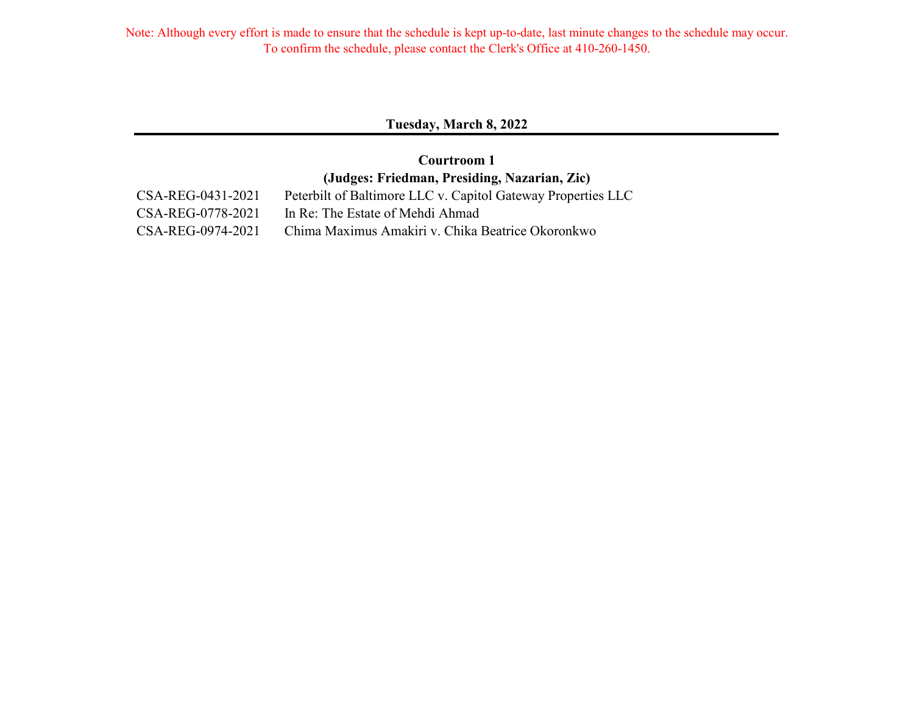Note: Although every effort is made to ensure that the schedule is kept up-to-date, last minute changes to the schedule may occur.
To confirm the schedule, please contact the Clerk's Office at 410-260-1450.

## Tuesday, March 8, 2022

### Courtroom 1
### (Judges: Friedman, Presiding, Nazarian, Zic)

| | |
|---|---|
| CSA-REG-0431-2021 | Peterbilt of Baltimore LLC v. Capitol Gateway Properties LLC |
| CSA-REG-0778-2021 | In Re: The Estate of Mehdi Ahmad |
| CSA-REG-0974-2021 | Chima Maximus Amakiri v. Chika Beatrice Okoronkwo |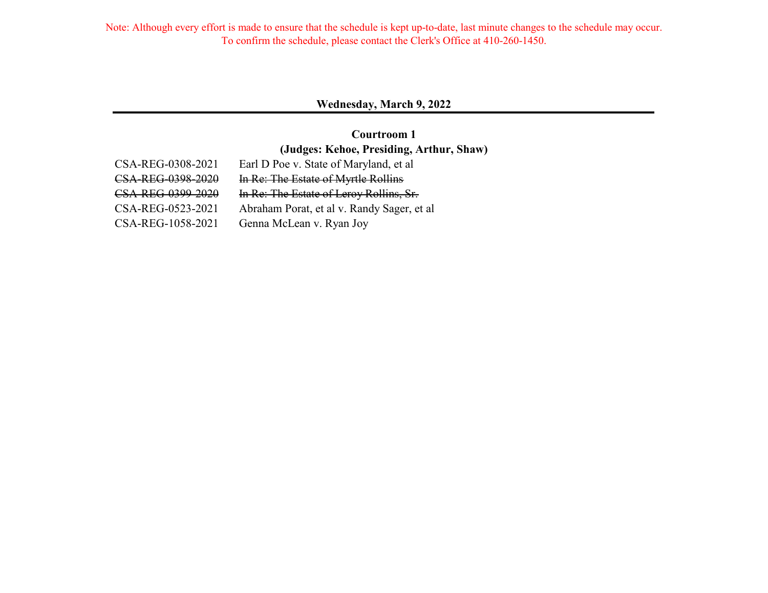Note: Although every effort is made to ensure that the schedule is kept up-to-date, last minute changes to the schedule may occur. To confirm the schedule, please contact the Clerk's Office at 410-260-1450.

## Wednesday, March 9, 2022

### Courtroom 1
### (Judges: Kehoe, Presiding, Arthur, Shaw)

| | |
|---|---|
| CSA-REG-0308-2021 | Earl D Poe v. State of Maryland, et al |
| ~~CSA-REG-0398-2020~~ | ~~In Re: The Estate of Myrtle Rollins~~ |
| ~~CSA-REG-0399-2020~~ | ~~In Re: The Estate of Leroy Rollins, Sr.~~ |
| CSA-REG-0523-2021 | Abraham Porat, et al v. Randy Sager, et al |
| CSA-REG-1058-2021 | Genna McLean v. Ryan Joy |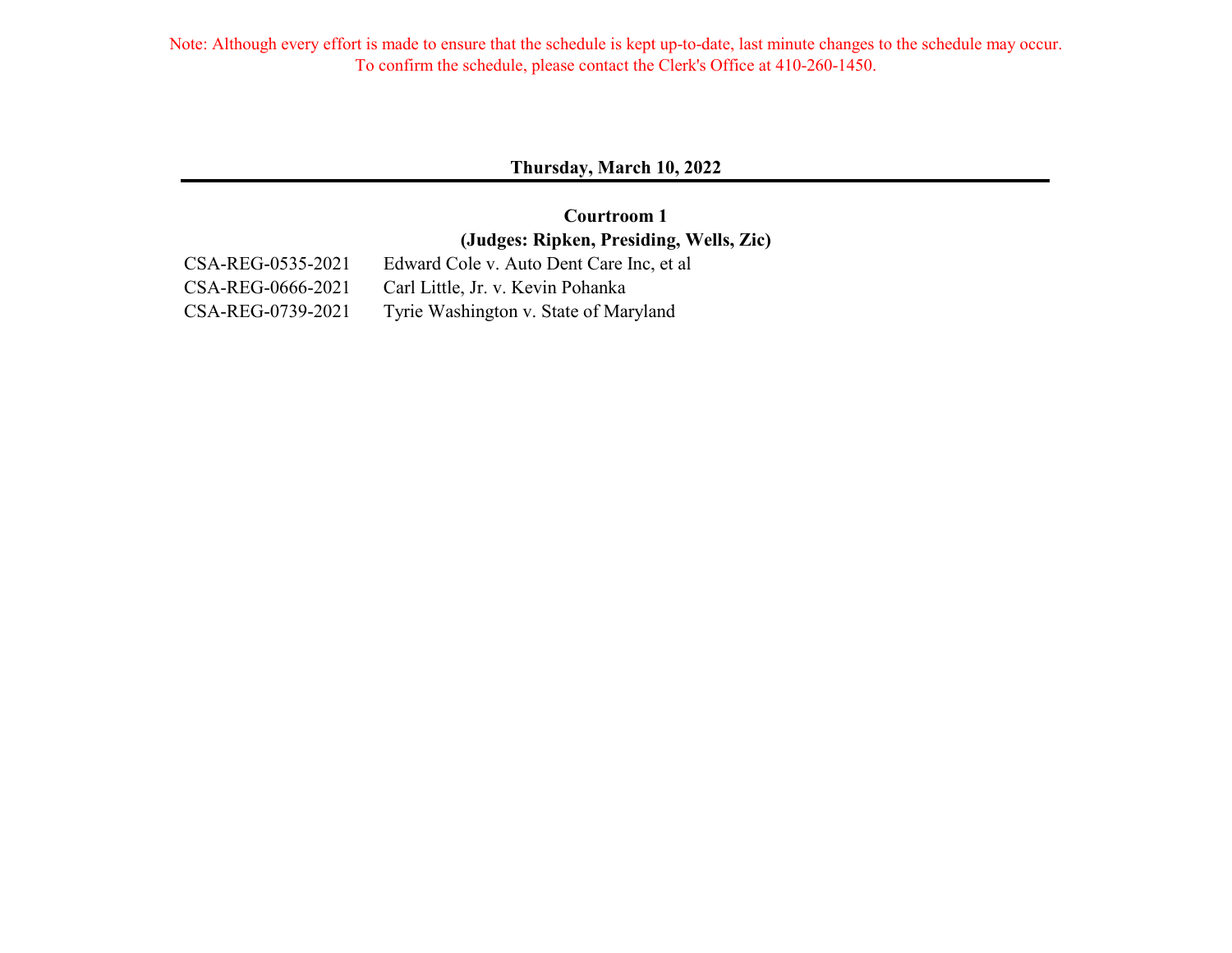Note: Although every effort is made to ensure that the schedule is kept up-to-date, last minute changes to the schedule may occur.
To confirm the schedule, please contact the Clerk's Office at 410-260-1450.

## Thursday, March 10, 2022

### Courtroom 1
### (Judges: Ripken, Presiding, Wells, Zic)

| | |
|---|---|
| CSA-REG-0535-2021 | Edward Cole v. Auto Dent Care Inc, et al |
| CSA-REG-0666-2021 | Carl Little, Jr. v. Kevin Pohanka |
| CSA-REG-0739-2021 | Tyrie Washington v. State of Maryland |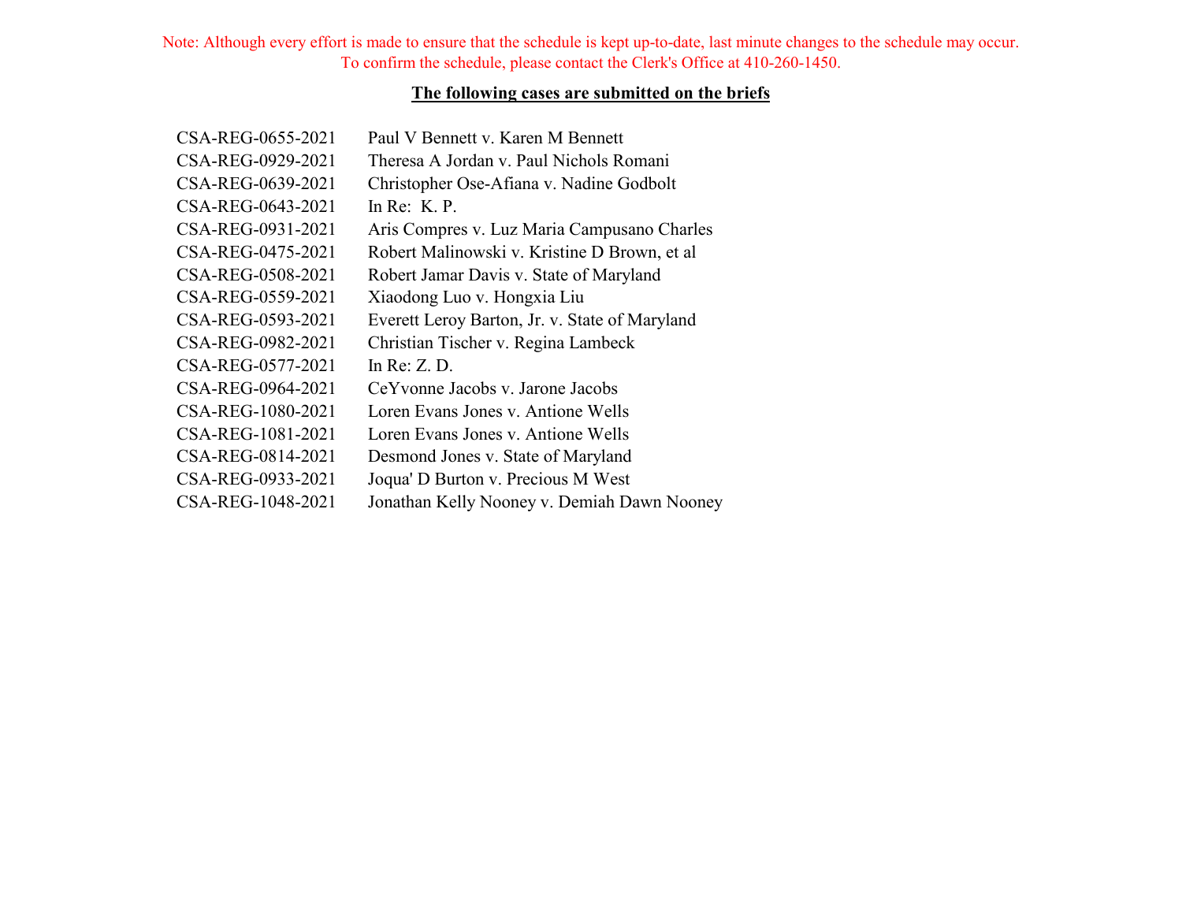Note: Although every effort is made to ensure that the schedule is kept up-to-date, last minute changes to the schedule may occur. To confirm the schedule, please contact the Clerk's Office at 410-260-1450.

**The following cases are submitted on the briefs**

| | |
|---|---|
| CSA-REG-0655-2021 | Paul V Bennett v. Karen M Bennett |
| CSA-REG-0929-2021 | Theresa A Jordan v. Paul Nichols Romani |
| CSA-REG-0639-2021 | Christopher Ose-Afiana v. Nadine Godbolt |
| CSA-REG-0643-2021 | In Re: K. P. |
| CSA-REG-0931-2021 | Aris Compres v. Luz Maria Campusano Charles |
| CSA-REG-0475-2021 | Robert Malinowski v. Kristine D Brown, et al |
| CSA-REG-0508-2021 | Robert Jamar Davis v. State of Maryland |
| CSA-REG-0559-2021 | Xiaodong Luo v. Hongxia Liu |
| CSA-REG-0593-2021 | Everett Leroy Barton, Jr. v. State of Maryland |
| CSA-REG-0982-2021 | Christian Tischer v. Regina Lambeck |
| CSA-REG-0577-2021 | In Re: Z. D. |
| CSA-REG-0964-2021 | CeYvonne Jacobs v. Jarone Jacobs |
| CSA-REG-1080-2021 | Loren Evans Jones v. Antione Wells |
| CSA-REG-1081-2021 | Loren Evans Jones v. Antione Wells |
| CSA-REG-0814-2021 | Desmond Jones v. State of Maryland |
| CSA-REG-0933-2021 | Joqua' D Burton v. Precious M West |
| CSA-REG-1048-2021 | Jonathan Kelly Nooney v. Demiah Dawn Nooney |